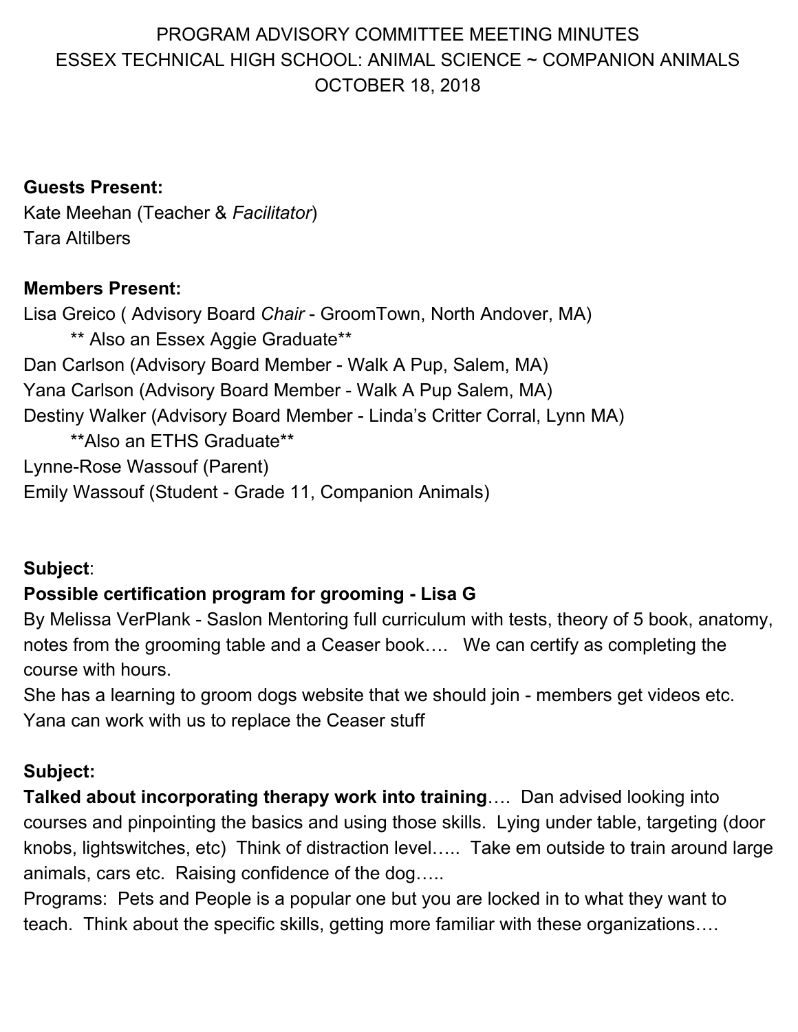PROGRAM ADVISORY COMMITTEE MEETING MINUTES
ESSEX TECHNICAL HIGH SCHOOL: ANIMAL SCIENCE ~ COMPANION ANIMALS
OCTOBER 18, 2018

**Guests Present:**
Kate Meehan (Teacher & *Facilitator*)
Tara Altilbers

**Members Present:**
Lisa Greico ( Advisory Board *Chair* - GroomTown, North Andover, MA)
** Also an Essex Aggie Graduate**
Dan Carlson (Advisory Board Member - Walk A Pup, Salem, MA)
Yana Carlson (Advisory Board Member - Walk A Pup Salem, MA)
Destiny Walker (Advisory Board Member - Linda's Critter Corral, Lynn MA)
**Also an ETHS Graduate**
Lynne-Rose Wassouf (Parent)
Emily Wassouf (Student - Grade 11, Companion Animals)

**Subject**:
**Possible certification program for grooming - Lisa G**
By Melissa VerPlank - Saslon Mentoring full curriculum with tests, theory of 5 book, anatomy, notes from the grooming table and a Ceaser book…. We can certify as completing the course with hours.
She has a learning to groom dogs website that we should join - members get videos etc.
Yana can work with us to replace the Ceaser stuff

**Subject:**
**Talked about incorporating therapy work into training**…. Dan advised looking into courses and pinpointing the basics and using those skills. Lying under table, targeting (door knobs, lightswitches, etc) Think of distraction level….. Take em outside to train around large animals, cars etc. Raising confidence of the dog…..
Programs: Pets and People is a popular one but you are locked in to what they want to teach. Think about the specific skills, getting more familiar with these organizations….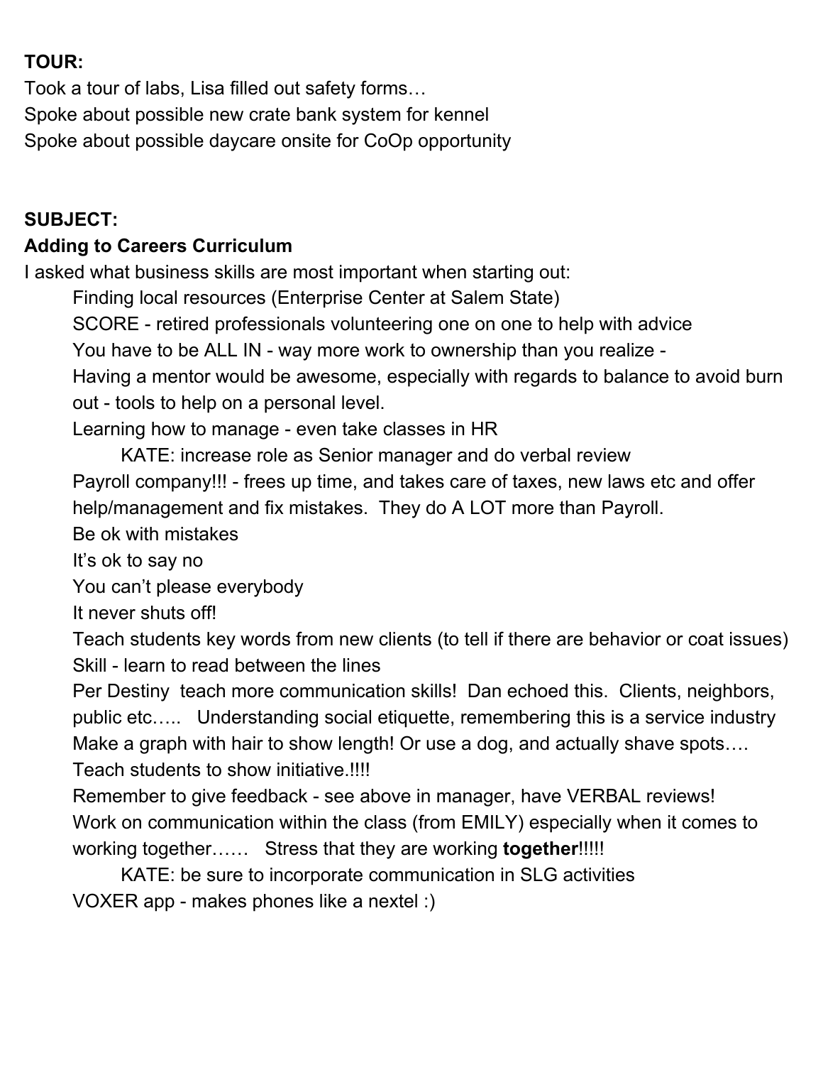**TOUR:**

Took a tour of labs, Lisa filled out safety forms…

Spoke about possible new crate bank system for kennel

Spoke about possible daycare onsite for CoOp opportunity

**SUBJECT:**

**Adding to Careers Curriculum**

I asked what business skills are most important when starting out:

- Finding local resources (Enterprise Center at Salem State)
- SCORE - retired professionals volunteering one on one to help with advice
- You have to be ALL IN - way more work to ownership than you realize -
- Having a mentor would be awesome, especially with regards to balance to avoid burn out - tools to help on a personal level.
- Learning how to manage - even take classes in HR
  - KATE: increase role as Senior manager and do verbal review
- Payroll company!!! - frees up time, and takes care of taxes, new laws etc and offer help/management and fix mistakes. They do A LOT more than Payroll.
- Be ok with mistakes
- It's ok to say no
- You can't please everybody
- It never shuts off!
- Teach students key words from new clients (to tell if there are behavior or coat issues)
- Skill - learn to read between the lines
- Per Destiny teach more communication skills! Dan echoed this. Clients, neighbors, public etc….. Understanding social etiquette, remembering this is a service industry
- Make a graph with hair to show length! Or use a dog, and actually shave spots….
- Teach students to show initiative.!!!!
- Remember to give feedback - see above in manager, have VERBAL reviews!
- Work on communication within the class (from EMILY) especially when it comes to working together…… Stress that they are working **together**!!!!!
  - KATE: be sure to incorporate communication in SLG activities
- VOXER app - makes phones like a nextel :)